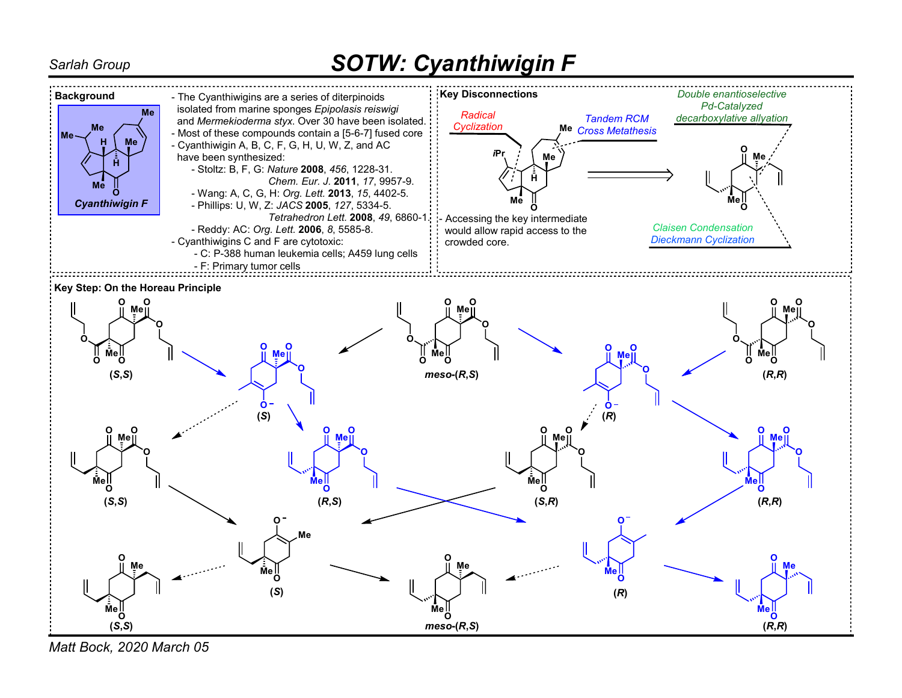Sarlah Group

# SOTW: Cyanthiwigin F

## Background

**Cyanthiwigin F**

- The Cyanthiwigins are a series of diterpinoids isolated from marine sponges *Epipolasis reiswigi* and *Mermekioderma styx*. Over 30 have been isolated.
- Most of these compounds contain a [5-6-7] fused core
- Cyanthiwigin A, B, C, F, G, H, U, W, Z, and AC have been synthesized:
  - Stoltz: B, F, G: *Nature* **2008**, *456*, 1228-31.
    *Chem. Eur. J.* **2011**, *17*, 9957-9.
  - Wang: A, C, G, H: *Org. Lett.* **2013**, *15*, 4402-5.
  - Phillips: U, W, Z: *JACS* **2005**, *127*, 5334-5.
    *Tetrahedron Lett.* **2008**, *49*, 6860-1.
  - Reddy: AC: *Org. Lett.* **2006**, *8*, 5585-8.
- Cyanthiwigins C and F are cytotoxic:
  - C: P-388 human leukemia cells; A459 lung cells
  - F: Primary tumor cells

## Key Disconnections

Radical Cyclization

Tandem RCM Cross Metathesis

Double enantioselective Pd-Catalyzed decarboxylative allyation

Claisen Condensation Dieckmann Cyclization

- Accessing the key intermediate would allow rapid access to the crowded core.

## Key Step: On the Horeau Principle

(*S*,*S*) meso-(*R*,*S*) (*R*,*R*)

(*S*) (*R*)

(*S*,*S*) (*R*,*S*) (*S*,*R*) (*R*,*R*)

(*S*) (*R*)

(*S*,*S*) meso-(*R*,*S*) (*R*,*R*)

Matt Bock, 2020 March 05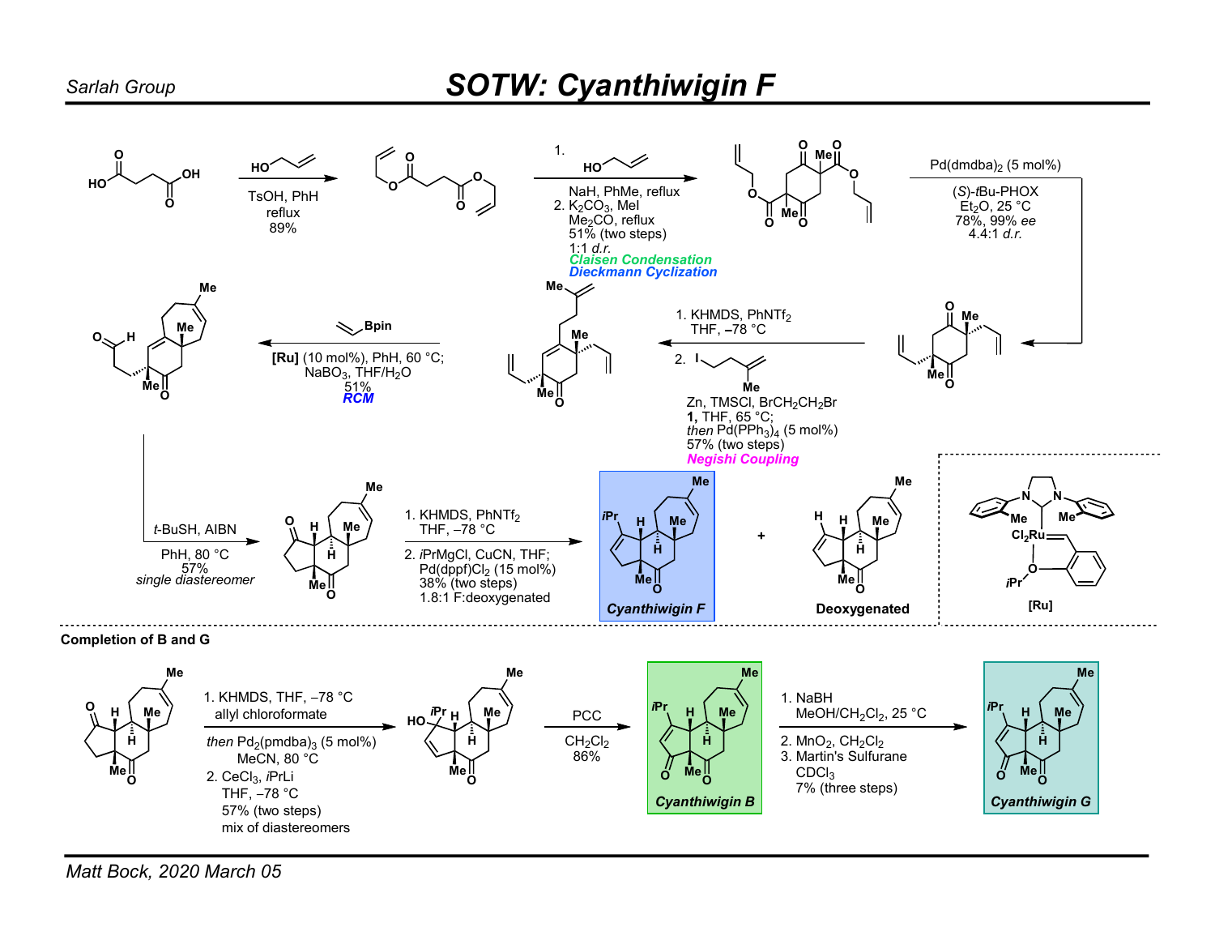Sarlah Group

# SOTW: Cyanthiwigin F

HO, TsOH, PhH, reflux, 89%

1. HO, NaH, PhMe, reflux
2. $K_2CO_3$, MeI, $Me_2CO$, reflux
51% (two steps)
1:1 *d.r.*
***Claisen Condensation***
***Dieckmann Cyclization***

$Pd(dmdba)_2$ (5 mol%)
(*S*)-*t*Bu-PHOX
$Et_2O$, 25 °C
78%, 99% *ee*
4.4:1 *d.r.*

1. KHMDS, $PhNTf_2$, THF, –78 °C
2. I, Me
Zn, TMSCl, $BrCH_2CH_2Br$
**1**, THF, 65 °C;
*then* $Pd(PPh_3)_4$ (5 mol%)
57% (two steps)
***Negishi Coupling***

Bpin
**[Ru]** (10 mol%), PhH, 60 °C;
$NaBO_3$, THF/$H_2O$
51%
***RCM***

*t*-BuSH, AIBN
PhH, 80 °C
57%
*single diastereomer*

1. KHMDS, $PhNTf_2$, THF, –78 °C
2. *i*PrMgCl, CuCN, THF; $Pd(dppf)Cl_2$ (15 mol%)
38% (two steps)
1.8:1 F:deoxygenated

***Cyanthiwigin F*** + **Deoxygenated**

**[Ru]**: $Cl_2Ru$, *i*Pr

**Completion of B and G**

1. KHMDS, THF, –78 °C
allyl chloroformate
*then* $Pd_2(pmdba)_3$ (5 mol%)
MeCN, 80 °C
2. $CeCl_3$, *i*PrLi
THF, –78 °C
57% (two steps)
mix of diastereomers

PCC
$CH_2Cl_2$
86%

***Cyanthiwigin B***

1. NaBH
$MeOH/CH_2Cl_2$, 25 °C
2. $MnO_2$, $CH_2Cl_2$
3. Martin's Sulfurane
$CDCl_3$
7% (three steps)

***Cyanthiwigin G***

Matt Bock, 2020 March 05